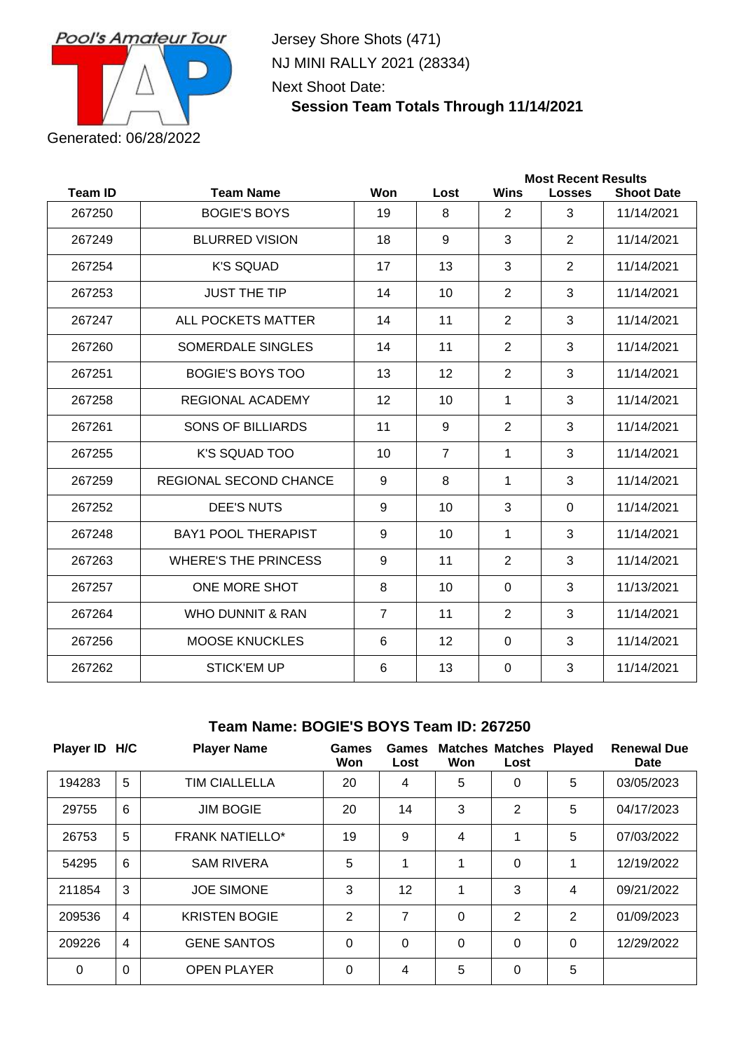Pool's Amateur Tour

Generated: 06/28/2022

Jersey Shore Shots (471)

NJ MINI RALLY 2021 (28334)

Next Shoot Date:

**Session Team Totals Through 11/14/2021**

| Team ID | Team Name | Won | Lost | Most Recent Results Wins | Losses | Shoot Date |
|---|---|---|---|---|---|---|
| 267250 | BOGIE'S BOYS | 19 | 8 | 2 | 3 | 11/14/2021 |
| 267249 | BLURRED VISION | 18 | 9 | 3 | 2 | 11/14/2021 |
| 267254 | K'S SQUAD | 17 | 13 | 3 | 2 | 11/14/2021 |
| 267253 | JUST THE TIP | 14 | 10 | 2 | 3 | 11/14/2021 |
| 267247 | ALL POCKETS MATTER | 14 | 11 | 2 | 3 | 11/14/2021 |
| 267260 | SOMERDALE SINGLES | 14 | 11 | 2 | 3 | 11/14/2021 |
| 267251 | BOGIE'S BOYS TOO | 13 | 12 | 2 | 3 | 11/14/2021 |
| 267258 | REGIONAL ACADEMY | 12 | 10 | 1 | 3 | 11/14/2021 |
| 267261 | SONS OF BILLIARDS | 11 | 9 | 2 | 3 | 11/14/2021 |
| 267255 | K'S SQUAD TOO | 10 | 7 | 1 | 3 | 11/14/2021 |
| 267259 | REGIONAL SECOND CHANCE | 9 | 8 | 1 | 3 | 11/14/2021 |
| 267252 | DEE'S NUTS | 9 | 10 | 3 | 0 | 11/14/2021 |
| 267248 | BAY1 POOL THERAPIST | 9 | 10 | 1 | 3 | 11/14/2021 |
| 267263 | WHERE'S THE PRINCESS | 9 | 11 | 2 | 3 | 11/14/2021 |
| 267257 | ONE MORE SHOT | 8 | 10 | 0 | 3 | 11/13/2021 |
| 267264 | WHO DUNNIT & RAN | 7 | 11 | 2 | 3 | 11/14/2021 |
| 267256 | MOOSE KNUCKLES | 6 | 12 | 0 | 3 | 11/14/2021 |
| 267262 | STICK'EM UP | 6 | 13 | 0 | 3 | 11/14/2021 |

### Team Name: BOGIE'S BOYS Team ID: 267250

| Player ID | H/C | Player Name | Games Won | Games Lost | Matches Won | Matches Lost | Played | Renewal Due Date |
|---|---|---|---|---|---|---|---|---|
| 194283 | 5 | TIM CIALLELLA | 20 | 4 | 5 | 0 | 5 | 03/05/2023 |
| 29755 | 6 | JIM BOGIE | 20 | 14 | 3 | 2 | 5 | 04/17/2023 |
| 26753 | 5 | FRANK NATIELLO* | 19 | 9 | 4 | 1 | 5 | 07/03/2022 |
| 54295 | 6 | SAM RIVERA | 5 | 1 | 1 | 0 | 1 | 12/19/2022 |
| 211854 | 3 | JOE SIMONE | 3 | 12 | 1 | 3 | 4 | 09/21/2022 |
| 209536 | 4 | KRISTEN BOGIE | 2 | 7 | 0 | 2 | 2 | 01/09/2023 |
| 209226 | 4 | GENE SANTOS | 0 | 0 | 0 | 0 | 0 | 12/29/2022 |
| 0 | 0 | OPEN PLAYER | 0 | 4 | 5 | 0 | 5 | |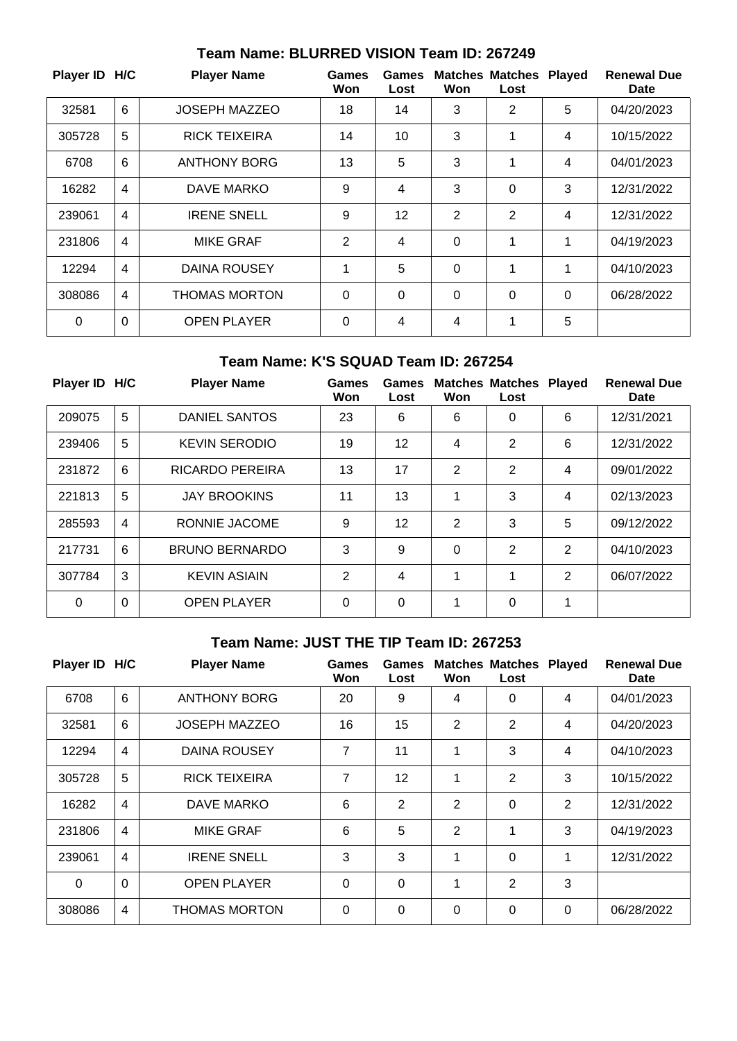## Team Name: BLURRED VISION Team ID: 267249

| Player ID | H/C | Player Name | Games Won | Games Lost | Matches Won | Matches Lost | Played | Renewal Due Date |
|---|---|---|---|---|---|---|---|---|
| 32581 | 6 | JOSEPH MAZZEO | 18 | 14 | 3 | 2 | 5 | 04/20/2023 |
| 305728 | 5 | RICK TEIXEIRA | 14 | 10 | 3 | 1 | 4 | 10/15/2022 |
| 6708 | 6 | ANTHONY BORG | 13 | 5 | 3 | 1 | 4 | 04/01/2023 |
| 16282 | 4 | DAVE MARKO | 9 | 4 | 3 | 0 | 3 | 12/31/2022 |
| 239061 | 4 | IRENE SNELL | 9 | 12 | 2 | 2 | 4 | 12/31/2022 |
| 231806 | 4 | MIKE GRAF | 2 | 4 | 0 | 1 | 1 | 04/19/2023 |
| 12294 | 4 | DAINA ROUSEY | 1 | 5 | 0 | 1 | 1 | 04/10/2023 |
| 308086 | 4 | THOMAS MORTON | 0 | 0 | 0 | 0 | 0 | 06/28/2022 |
| 0 | 0 | OPEN PLAYER | 0 | 4 | 4 | 1 | 5 | |

## Team Name: K'S SQUAD Team ID: 267254

| Player ID | H/C | Player Name | Games Won | Games Lost | Matches Won | Matches Lost | Played | Renewal Due Date |
|---|---|---|---|---|---|---|---|---|
| 209075 | 5 | DANIEL SANTOS | 23 | 6 | 6 | 0 | 6 | 12/31/2021 |
| 239406 | 5 | KEVIN SERODIO | 19 | 12 | 4 | 2 | 6 | 12/31/2022 |
| 231872 | 6 | RICARDO PEREIRA | 13 | 17 | 2 | 2 | 4 | 09/01/2022 |
| 221813 | 5 | JAY BROOKINS | 11 | 13 | 1 | 3 | 4 | 02/13/2023 |
| 285593 | 4 | RONNIE JACOME | 9 | 12 | 2 | 3 | 5 | 09/12/2022 |
| 217731 | 6 | BRUNO BERNARDO | 3 | 9 | 0 | 2 | 2 | 04/10/2023 |
| 307784 | 3 | KEVIN ASIAIN | 2 | 4 | 1 | 1 | 2 | 06/07/2022 |
| 0 | 0 | OPEN PLAYER | 0 | 0 | 1 | 0 | 1 | |

## Team Name: JUST THE TIP Team ID: 267253

| Player ID | H/C | Player Name | Games Won | Games Lost | Matches Won | Matches Lost | Played | Renewal Due Date |
|---|---|---|---|---|---|---|---|---|
| 6708 | 6 | ANTHONY BORG | 20 | 9 | 4 | 0 | 4 | 04/01/2023 |
| 32581 | 6 | JOSEPH MAZZEO | 16 | 15 | 2 | 2 | 4 | 04/20/2023 |
| 12294 | 4 | DAINA ROUSEY | 7 | 11 | 1 | 3 | 4 | 04/10/2023 |
| 305728 | 5 | RICK TEIXEIRA | 7 | 12 | 1 | 2 | 3 | 10/15/2022 |
| 16282 | 4 | DAVE MARKO | 6 | 2 | 2 | 0 | 2 | 12/31/2022 |
| 231806 | 4 | MIKE GRAF | 6 | 5 | 2 | 1 | 3 | 04/19/2023 |
| 239061 | 4 | IRENE SNELL | 3 | 3 | 1 | 0 | 1 | 12/31/2022 |
| 0 | 0 | OPEN PLAYER | 0 | 0 | 1 | 2 | 3 | |
| 308086 | 4 | THOMAS MORTON | 0 | 0 | 0 | 0 | 0 | 06/28/2022 |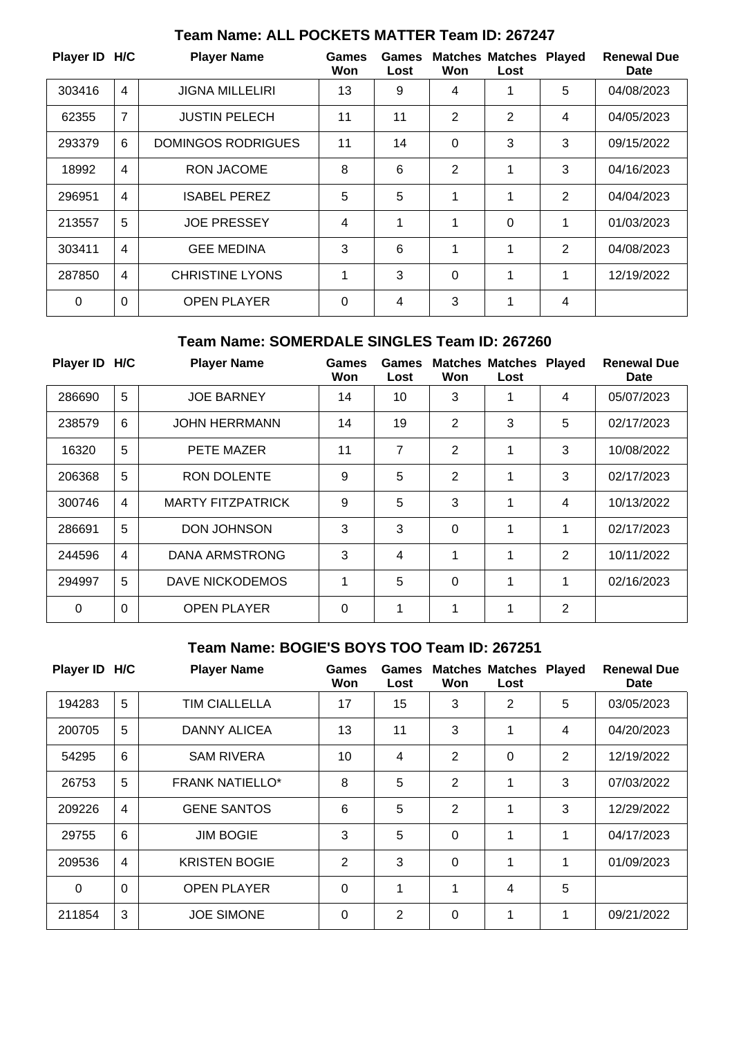## Team Name: ALL POCKETS MATTER Team ID: 267247

| Player ID | H/C | Player Name | Games Won | Games Lost | Matches Won | Matches Lost | Played | Renewal Due Date |
|---|---|---|---|---|---|---|---|---|
| 303416 | 4 | JIGNA MILLELIRI | 13 | 9 | 4 | 1 | 5 | 04/08/2023 |
| 62355 | 7 | JUSTIN PELECH | 11 | 11 | 2 | 2 | 4 | 04/05/2023 |
| 293379 | 6 | DOMINGOS RODRIGUES | 11 | 14 | 0 | 3 | 3 | 09/15/2022 |
| 18992 | 4 | RON JACOME | 8 | 6 | 2 | 1 | 3 | 04/16/2023 |
| 296951 | 4 | ISABEL PEREZ | 5 | 5 | 1 | 1 | 2 | 04/04/2023 |
| 213557 | 5 | JOE PRESSEY | 4 | 1 | 1 | 0 | 1 | 01/03/2023 |
| 303411 | 4 | GEE MEDINA | 3 | 6 | 1 | 1 | 2 | 04/08/2023 |
| 287850 | 4 | CHRISTINE LYONS | 1 | 3 | 0 | 1 | 1 | 12/19/2022 |
| 0 | 0 | OPEN PLAYER | 0 | 4 | 3 | 1 | 4 | |

## Team Name: SOMERDALE SINGLES Team ID: 267260

| Player ID | H/C | Player Name | Games Won | Games Lost | Matches Won | Matches Lost | Played | Renewal Due Date |
|---|---|---|---|---|---|---|---|---|
| 286690 | 5 | JOE BARNEY | 14 | 10 | 3 | 1 | 4 | 05/07/2023 |
| 238579 | 6 | JOHN HERRMANN | 14 | 19 | 2 | 3 | 5 | 02/17/2023 |
| 16320 | 5 | PETE MAZER | 11 | 7 | 2 | 1 | 3 | 10/08/2022 |
| 206368 | 5 | RON DOLENTE | 9 | 5 | 2 | 1 | 3 | 02/17/2023 |
| 300746 | 4 | MARTY FITZPATRICK | 9 | 5 | 3 | 1 | 4 | 10/13/2022 |
| 286691 | 5 | DON JOHNSON | 3 | 3 | 0 | 1 | 1 | 02/17/2023 |
| 244596 | 4 | DANA ARMSTRONG | 3 | 4 | 1 | 1 | 2 | 10/11/2022 |
| 294997 | 5 | DAVE NICKODEMOS | 1 | 5 | 0 | 1 | 1 | 02/16/2023 |
| 0 | 0 | OPEN PLAYER | 0 | 1 | 1 | 1 | 2 | |

## Team Name: BOGIE'S BOYS TOO Team ID: 267251

| Player ID | H/C | Player Name | Games Won | Games Lost | Matches Won | Matches Lost | Played | Renewal Due Date |
|---|---|---|---|---|---|---|---|---|
| 194283 | 5 | TIM CIALLELLA | 17 | 15 | 3 | 2 | 5 | 03/05/2023 |
| 200705 | 5 | DANNY ALICEA | 13 | 11 | 3 | 1 | 4 | 04/20/2023 |
| 54295 | 6 | SAM RIVERA | 10 | 4 | 2 | 0 | 2 | 12/19/2022 |
| 26753 | 5 | FRANK NATIELLO* | 8 | 5 | 2 | 1 | 3 | 07/03/2022 |
| 209226 | 4 | GENE SANTOS | 6 | 5 | 2 | 1 | 3 | 12/29/2022 |
| 29755 | 6 | JIM BOGIE | 3 | 5 | 0 | 1 | 1 | 04/17/2023 |
| 209536 | 4 | KRISTEN BOGIE | 2 | 3 | 0 | 1 | 1 | 01/09/2023 |
| 0 | 0 | OPEN PLAYER | 0 | 1 | 1 | 4 | 5 | |
| 211854 | 3 | JOE SIMONE | 0 | 2 | 0 | 1 | 1 | 09/21/2022 |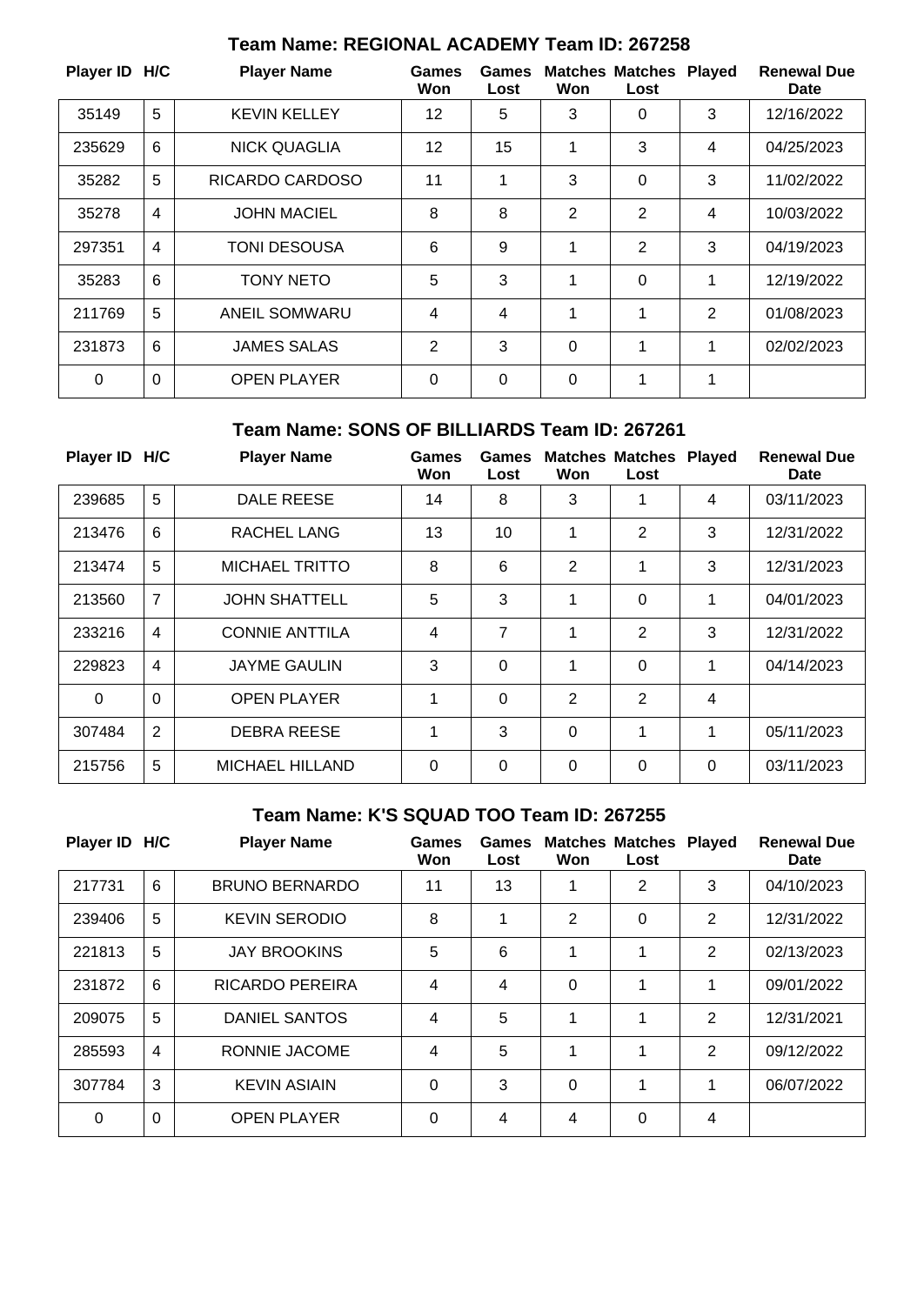## Team Name: REGIONAL ACADEMY Team ID: 267258

| Player ID | H/C | Player Name | Games Won | Games Lost | Matches Won | Matches Lost | Played | Renewal Due Date |
|---|---|---|---|---|---|---|---|---|
| 35149 | 5 | KEVIN KELLEY | 12 | 5 | 3 | 0 | 3 | 12/16/2022 |
| 235629 | 6 | NICK QUAGLIA | 12 | 15 | 1 | 3 | 4 | 04/25/2023 |
| 35282 | 5 | RICARDO CARDOSO | 11 | 1 | 3 | 0 | 3 | 11/02/2022 |
| 35278 | 4 | JOHN MACIEL | 8 | 8 | 2 | 2 | 4 | 10/03/2022 |
| 297351 | 4 | TONI DESOUSA | 6 | 9 | 1 | 2 | 3 | 04/19/2023 |
| 35283 | 6 | TONY NETO | 5 | 3 | 1 | 0 | 1 | 12/19/2022 |
| 211769 | 5 | ANEIL SOMWARU | 4 | 4 | 1 | 1 | 2 | 01/08/2023 |
| 231873 | 6 | JAMES SALAS | 2 | 3 | 0 | 1 | 1 | 02/02/2023 |
| 0 | 0 | OPEN PLAYER | 0 | 0 | 0 | 1 | 1 | |

## Team Name: SONS OF BILLIARDS Team ID: 267261

| Player ID | H/C | Player Name | Games Won | Games Lost | Matches Won | Matches Lost | Played | Renewal Due Date |
|---|---|---|---|---|---|---|---|---|
| 239685 | 5 | DALE REESE | 14 | 8 | 3 | 1 | 4 | 03/11/2023 |
| 213476 | 6 | RACHEL LANG | 13 | 10 | 1 | 2 | 3 | 12/31/2022 |
| 213474 | 5 | MICHAEL TRITTO | 8 | 6 | 2 | 1 | 3 | 12/31/2023 |
| 213560 | 7 | JOHN SHATTELL | 5 | 3 | 1 | 0 | 1 | 04/01/2023 |
| 233216 | 4 | CONNIE ANTTILA | 4 | 7 | 1 | 2 | 3 | 12/31/2022 |
| 229823 | 4 | JAYME GAULIN | 3 | 0 | 1 | 0 | 1 | 04/14/2023 |
| 0 | 0 | OPEN PLAYER | 1 | 0 | 2 | 2 | 4 | |
| 307484 | 2 | DEBRA REESE | 1 | 3 | 0 | 1 | 1 | 05/11/2023 |
| 215756 | 5 | MICHAEL HILLAND | 0 | 0 | 0 | 0 | 0 | 03/11/2023 |

## Team Name: K'S SQUAD TOO Team ID: 267255

| Player ID | H/C | Player Name | Games Won | Games Lost | Matches Won | Matches Lost | Played | Renewal Due Date |
|---|---|---|---|---|---|---|---|---|
| 217731 | 6 | BRUNO BERNARDO | 11 | 13 | 1 | 2 | 3 | 04/10/2023 |
| 239406 | 5 | KEVIN SERODIO | 8 | 1 | 2 | 0 | 2 | 12/31/2022 |
| 221813 | 5 | JAY BROOKINS | 5 | 6 | 1 | 1 | 2 | 02/13/2023 |
| 231872 | 6 | RICARDO PEREIRA | 4 | 4 | 0 | 1 | 1 | 09/01/2022 |
| 209075 | 5 | DANIEL SANTOS | 4 | 5 | 1 | 1 | 2 | 12/31/2021 |
| 285593 | 4 | RONNIE JACOME | 4 | 5 | 1 | 1 | 2 | 09/12/2022 |
| 307784 | 3 | KEVIN ASIAIN | 0 | 3 | 0 | 1 | 1 | 06/07/2022 |
| 0 | 0 | OPEN PLAYER | 0 | 4 | 4 | 0 | 4 | |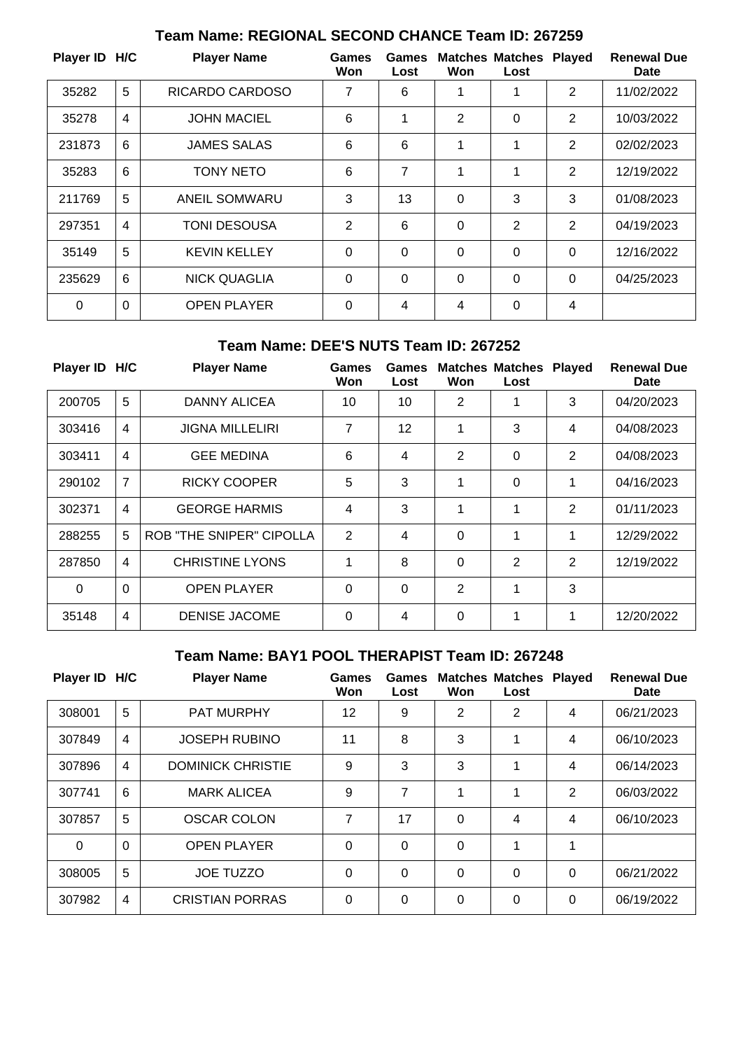### Team Name: REGIONAL SECOND CHANCE Team ID: 267259

| Player ID | H/C | Player Name | Games Won | Games Lost | Matches Won | Matches Lost | Played | Renewal Due Date |
|---|---|---|---|---|---|---|---|---|
| 35282 | 5 | RICARDO CARDOSO | 7 | 6 | 1 | 1 | 2 | 11/02/2022 |
| 35278 | 4 | JOHN MACIEL | 6 | 1 | 2 | 0 | 2 | 10/03/2022 |
| 231873 | 6 | JAMES SALAS | 6 | 6 | 1 | 1 | 2 | 02/02/2023 |
| 35283 | 6 | TONY NETO | 6 | 7 | 1 | 1 | 2 | 12/19/2022 |
| 211769 | 5 | ANEIL SOMWARU | 3 | 13 | 0 | 3 | 3 | 01/08/2023 |
| 297351 | 4 | TONI DESOUSA | 2 | 6 | 0 | 2 | 2 | 04/19/2023 |
| 35149 | 5 | KEVIN KELLEY | 0 | 0 | 0 | 0 | 0 | 12/16/2022 |
| 235629 | 6 | NICK QUAGLIA | 0 | 0 | 0 | 0 | 0 | 04/25/2023 |
| 0 | 0 | OPEN PLAYER | 0 | 4 | 4 | 0 | 4 | |

### Team Name: DEE'S NUTS Team ID: 267252

| Player ID | H/C | Player Name | Games Won | Games Lost | Matches Won | Matches Lost | Played | Renewal Due Date |
|---|---|---|---|---|---|---|---|---|
| 200705 | 5 | DANNY ALICEA | 10 | 10 | 2 | 1 | 3 | 04/20/2023 |
| 303416 | 4 | JIGNA MILLELIRI | 7 | 12 | 1 | 3 | 4 | 04/08/2023 |
| 303411 | 4 | GEE MEDINA | 6 | 4 | 2 | 0 | 2 | 04/08/2023 |
| 290102 | 7 | RICKY COOPER | 5 | 3 | 1 | 0 | 1 | 04/16/2023 |
| 302371 | 4 | GEORGE HARMIS | 4 | 3 | 1 | 1 | 2 | 01/11/2023 |
| 288255 | 5 | ROB "THE SNIPER" CIPOLLA | 2 | 4 | 0 | 1 | 1 | 12/29/2022 |
| 287850 | 4 | CHRISTINE LYONS | 1 | 8 | 0 | 2 | 2 | 12/19/2022 |
| 0 | 0 | OPEN PLAYER | 0 | 0 | 2 | 1 | 3 | |
| 35148 | 4 | DENISE JACOME | 0 | 4 | 0 | 1 | 1 | 12/20/2022 |

### Team Name: BAY1 POOL THERAPIST Team ID: 267248

| Player ID | H/C | Player Name | Games Won | Games Lost | Matches Won | Matches Lost | Played | Renewal Due Date |
|---|---|---|---|---|---|---|---|---|
| 308001 | 5 | PAT MURPHY | 12 | 9 | 2 | 2 | 4 | 06/21/2023 |
| 307849 | 4 | JOSEPH RUBINO | 11 | 8 | 3 | 1 | 4 | 06/10/2023 |
| 307896 | 4 | DOMINICK CHRISTIE | 9 | 3 | 3 | 1 | 4 | 06/14/2023 |
| 307741 | 6 | MARK ALICEA | 9 | 7 | 1 | 1 | 2 | 06/03/2022 |
| 307857 | 5 | OSCAR COLON | 7 | 17 | 0 | 4 | 4 | 06/10/2023 |
| 0 | 0 | OPEN PLAYER | 0 | 0 | 0 | 1 | 1 | |
| 308005 | 5 | JOE TUZZO | 0 | 0 | 0 | 0 | 0 | 06/21/2022 |
| 307982 | 4 | CRISTIAN PORRAS | 0 | 0 | 0 | 0 | 0 | 06/19/2022 |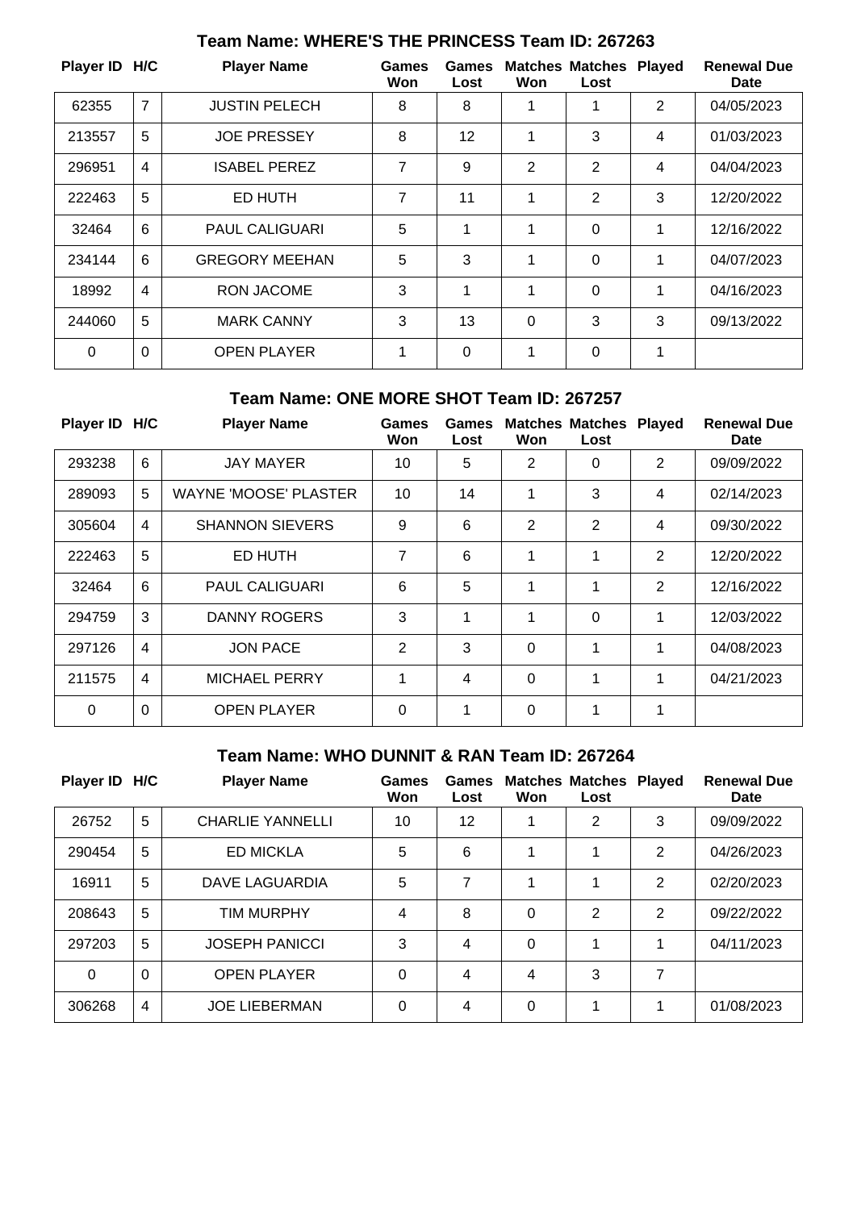## Team Name: WHERE'S THE PRINCESS Team ID: 267263

| Player ID | H/C | Player Name | Games Won | Games Lost | Matches Won | Matches Lost | Played | Renewal Due Date |
|---|---|---|---|---|---|---|---|---|
| 62355 | 7 | JUSTIN PELECH | 8 | 8 | 1 | 1 | 2 | 04/05/2023 |
| 213557 | 5 | JOE PRESSEY | 8 | 12 | 1 | 3 | 4 | 01/03/2023 |
| 296951 | 4 | ISABEL PEREZ | 7 | 9 | 2 | 2 | 4 | 04/04/2023 |
| 222463 | 5 | ED HUTH | 7 | 11 | 1 | 2 | 3 | 12/20/2022 |
| 32464 | 6 | PAUL CALIGUARI | 5 | 1 | 1 | 0 | 1 | 12/16/2022 |
| 234144 | 6 | GREGORY MEEHAN | 5 | 3 | 1 | 0 | 1 | 04/07/2023 |
| 18992 | 4 | RON JACOME | 3 | 1 | 1 | 0 | 1 | 04/16/2023 |
| 244060 | 5 | MARK CANNY | 3 | 13 | 0 | 3 | 3 | 09/13/2022 |
| 0 | 0 | OPEN PLAYER | 1 | 0 | 1 | 0 | 1 | |

## Team Name: ONE MORE SHOT Team ID: 267257

| Player ID | H/C | Player Name | Games Won | Games Lost | Matches Won | Matches Lost | Played | Renewal Due Date |
|---|---|---|---|---|---|---|---|---|
| 293238 | 6 | JAY MAYER | 10 | 5 | 2 | 0 | 2 | 09/09/2022 |
| 289093 | 5 | WAYNE 'MOOSE' PLASTER | 10 | 14 | 1 | 3 | 4 | 02/14/2023 |
| 305604 | 4 | SHANNON SIEVERS | 9 | 6 | 2 | 2 | 4 | 09/30/2022 |
| 222463 | 5 | ED HUTH | 7 | 6 | 1 | 1 | 2 | 12/20/2022 |
| 32464 | 6 | PAUL CALIGUARI | 6 | 5 | 1 | 1 | 2 | 12/16/2022 |
| 294759 | 3 | DANNY ROGERS | 3 | 1 | 1 | 0 | 1 | 12/03/2022 |
| 297126 | 4 | JON PACE | 2 | 3 | 0 | 1 | 1 | 04/08/2023 |
| 211575 | 4 | MICHAEL PERRY | 1 | 4 | 0 | 1 | 1 | 04/21/2023 |
| 0 | 0 | OPEN PLAYER | 0 | 1 | 0 | 1 | 1 | |

## Team Name: WHO DUNNIT & RAN Team ID: 267264

| Player ID | H/C | Player Name | Games Won | Games Lost | Matches Won | Matches Lost | Played | Renewal Due Date |
|---|---|---|---|---|---|---|---|---|
| 26752 | 5 | CHARLIE YANNELLI | 10 | 12 | 1 | 2 | 3 | 09/09/2022 |
| 290454 | 5 | ED MICKLA | 5 | 6 | 1 | 1 | 2 | 04/26/2023 |
| 16911 | 5 | DAVE LAGUARDIA | 5 | 7 | 1 | 1 | 2 | 02/20/2023 |
| 208643 | 5 | TIM MURPHY | 4 | 8 | 0 | 2 | 2 | 09/22/2022 |
| 297203 | 5 | JOSEPH PANICCI | 3 | 4 | 0 | 1 | 1 | 04/11/2023 |
| 0 | 0 | OPEN PLAYER | 0 | 4 | 4 | 3 | 7 | |
| 306268 | 4 | JOE LIEBERMAN | 0 | 4 | 0 | 1 | 1 | 01/08/2023 |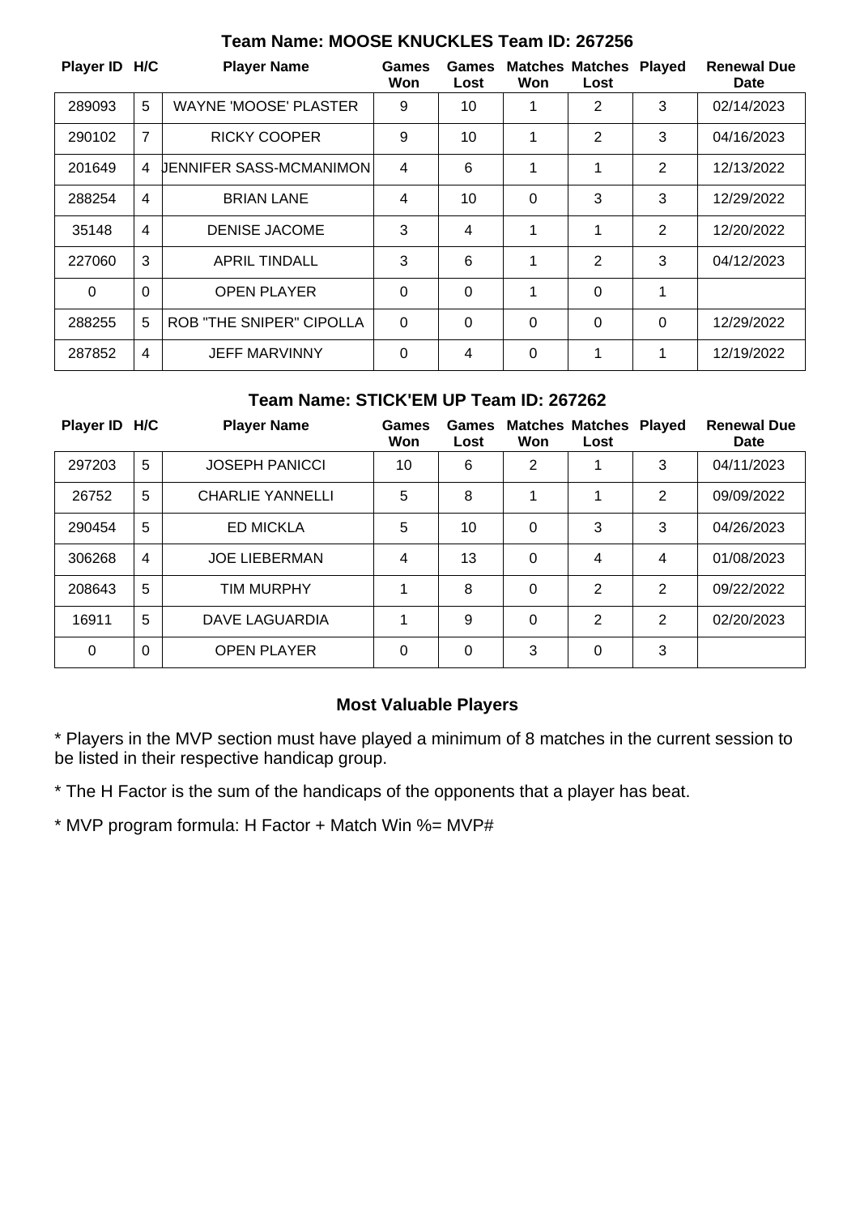### Team Name: MOOSE KNUCKLES Team ID: 267256

| Player ID | H/C | Player Name | Games Won | Games Lost | Matches Won | Matches Lost | Played | Renewal Due Date |
|---|---|---|---|---|---|---|---|---|
| 289093 | 5 | WAYNE 'MOOSE' PLASTER | 9 | 10 | 1 | 2 | 3 | 02/14/2023 |
| 290102 | 7 | RICKY COOPER | 9 | 10 | 1 | 2 | 3 | 04/16/2023 |
| 201649 | 4 | JENNIFER SASS-MCMANIMON | 4 | 6 | 1 | 1 | 2 | 12/13/2022 |
| 288254 | 4 | BRIAN LANE | 4 | 10 | 0 | 3 | 3 | 12/29/2022 |
| 35148 | 4 | DENISE JACOME | 3 | 4 | 1 | 1 | 2 | 12/20/2022 |
| 227060 | 3 | APRIL TINDALL | 3 | 6 | 1 | 2 | 3 | 04/12/2023 |
| 0 | 0 | OPEN PLAYER | 0 | 0 | 1 | 0 | 1 | |
| 288255 | 5 | ROB "THE SNIPER" CIPOLLA | 0 | 0 | 0 | 0 | 0 | 12/29/2022 |
| 287852 | 4 | JEFF MARVINNY | 0 | 4 | 0 | 1 | 1 | 12/19/2022 |

### Team Name: STICK'EM UP Team ID: 267262

| Player ID | H/C | Player Name | Games Won | Games Lost | Matches Won | Matches Lost | Played | Renewal Due Date |
|---|---|---|---|---|---|---|---|---|
| 297203 | 5 | JOSEPH PANICCI | 10 | 6 | 2 | 1 | 3 | 04/11/2023 |
| 26752 | 5 | CHARLIE YANNELLI | 5 | 8 | 1 | 1 | 2 | 09/09/2022 |
| 290454 | 5 | ED MICKLA | 5 | 10 | 0 | 3 | 3 | 04/26/2023 |
| 306268 | 4 | JOE LIEBERMAN | 4 | 13 | 0 | 4 | 4 | 01/08/2023 |
| 208643 | 5 | TIM MURPHY | 1 | 8 | 0 | 2 | 2 | 09/22/2022 |
| 16911 | 5 | DAVE LAGUARDIA | 1 | 9 | 0 | 2 | 2 | 02/20/2023 |
| 0 | 0 | OPEN PLAYER | 0 | 0 | 3 | 0 | 3 | |

### Most Valuable Players

* Players in the MVP section must have played a minimum of 8 matches in the current session to be listed in their respective handicap group.

* The H Factor is the sum of the handicaps of the opponents that a player has beat.

* MVP program formula: H Factor + Match Win %= MVP#